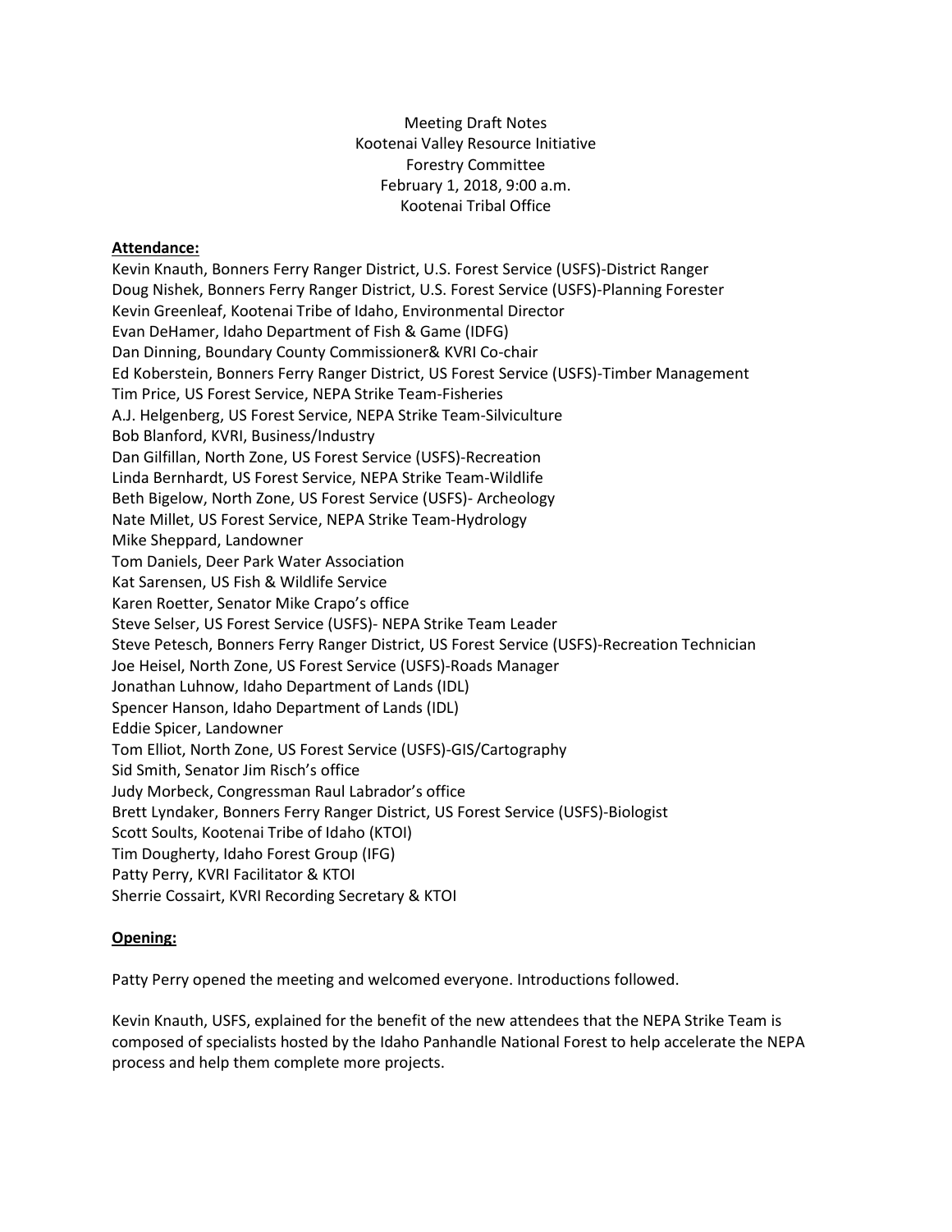Meeting Draft Notes
Kootenai Valley Resource Initiative
Forestry Committee
February 1, 2018, 9:00 a.m.
Kootenai Tribal Office

**Attendance:**

Kevin Knauth, Bonners Ferry Ranger District, U.S. Forest Service (USFS)-District Ranger
Doug Nishek, Bonners Ferry Ranger District, U.S. Forest Service (USFS)-Planning Forester
Kevin Greenleaf, Kootenai Tribe of Idaho, Environmental Director
Evan DeHamer, Idaho Department of Fish & Game (IDFG)
Dan Dinning, Boundary County Commissioner& KVRI Co-chair
Ed Koberstein, Bonners Ferry Ranger District, US Forest Service (USFS)-Timber Management
Tim Price, US Forest Service, NEPA Strike Team-Fisheries
A.J. Helgenberg, US Forest Service, NEPA Strike Team-Silviculture
Bob Blanford, KVRI, Business/Industry
Dan Gilfillan, North Zone, US Forest Service (USFS)-Recreation
Linda Bernhardt, US Forest Service, NEPA Strike Team-Wildlife
Beth Bigelow, North Zone, US Forest Service (USFS)- Archeology
Nate Millet, US Forest Service, NEPA Strike Team-Hydrology
Mike Sheppard, Landowner
Tom Daniels, Deer Park Water Association
Kat Sarensen, US Fish & Wildlife Service
Karen Roetter, Senator Mike Crapo's office
Steve Selser, US Forest Service (USFS)- NEPA Strike Team Leader
Steve Petesch, Bonners Ferry Ranger District, US Forest Service (USFS)-Recreation Technician
Joe Heisel, North Zone, US Forest Service (USFS)-Roads Manager
Jonathan Luhnow, Idaho Department of Lands (IDL)
Spencer Hanson, Idaho Department of Lands (IDL)
Eddie Spicer, Landowner
Tom Elliot, North Zone, US Forest Service (USFS)-GIS/Cartography
Sid Smith, Senator Jim Risch's office
Judy Morbeck, Congressman Raul Labrador's office
Brett Lyndaker, Bonners Ferry Ranger District, US Forest Service (USFS)-Biologist
Scott Soults, Kootenai Tribe of Idaho (KTOI)
Tim Dougherty, Idaho Forest Group (IFG)
Patty Perry, KVRI Facilitator & KTOI
Sherrie Cossairt, KVRI Recording Secretary & KTOI

**Opening:**

Patty Perry opened the meeting and welcomed everyone. Introductions followed.

Kevin Knauth, USFS, explained for the benefit of the new attendees that the NEPA Strike Team is composed of specialists hosted by the Idaho Panhandle National Forest to help accelerate the NEPA process and help them complete more projects.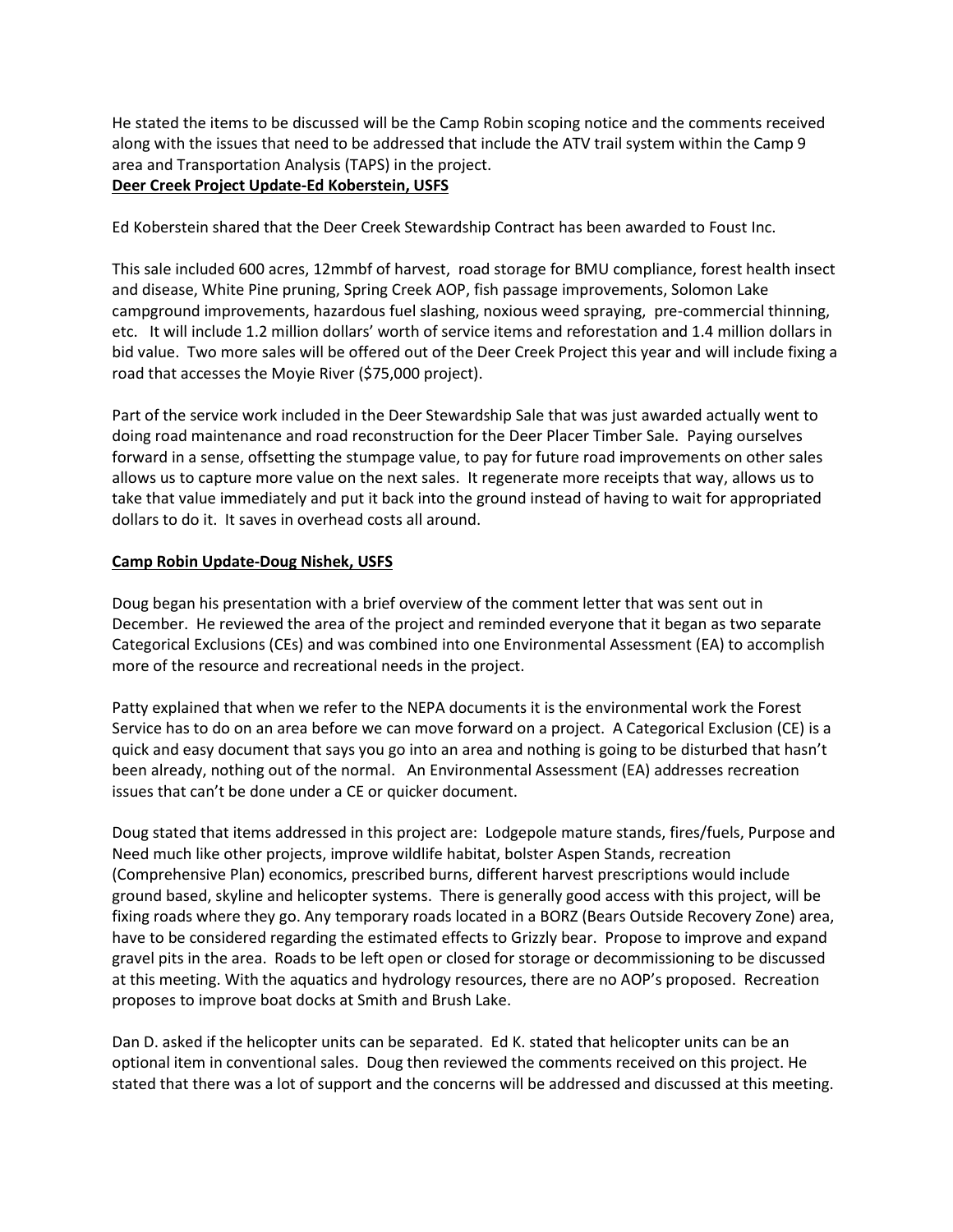He stated the items to be discussed will be the Camp Robin scoping notice and the comments received along with the issues that need to be addressed that include the ATV trail system within the Camp 9 area and Transportation Analysis (TAPS) in the project.

**Deer Creek Project Update-Ed Koberstein, USFS**

Ed Koberstein shared that the Deer Creek Stewardship Contract has been awarded to Foust Inc.

This sale included 600 acres, 12mmbf of harvest, road storage for BMU compliance, forest health insect and disease, White Pine pruning, Spring Creek AOP, fish passage improvements, Solomon Lake campground improvements, hazardous fuel slashing, noxious weed spraying, pre-commercial thinning, etc. It will include 1.2 million dollars' worth of service items and reforestation and 1.4 million dollars in bid value. Two more sales will be offered out of the Deer Creek Project this year and will include fixing a road that accesses the Moyie River ($75,000 project).

Part of the service work included in the Deer Stewardship Sale that was just awarded actually went to doing road maintenance and road reconstruction for the Deer Placer Timber Sale. Paying ourselves forward in a sense, offsetting the stumpage value, to pay for future road improvements on other sales allows us to capture more value on the next sales. It regenerate more receipts that way, allows us to take that value immediately and put it back into the ground instead of having to wait for appropriated dollars to do it. It saves in overhead costs all around.

**Camp Robin Update-Doug Nishek, USFS**

Doug began his presentation with a brief overview of the comment letter that was sent out in December. He reviewed the area of the project and reminded everyone that it began as two separate Categorical Exclusions (CEs) and was combined into one Environmental Assessment (EA) to accomplish more of the resource and recreational needs in the project.

Patty explained that when we refer to the NEPA documents it is the environmental work the Forest Service has to do on an area before we can move forward on a project. A Categorical Exclusion (CE) is a quick and easy document that says you go into an area and nothing is going to be disturbed that hasn't been already, nothing out of the normal. An Environmental Assessment (EA) addresses recreation issues that can't be done under a CE or quicker document.

Doug stated that items addressed in this project are: Lodgepole mature stands, fires/fuels, Purpose and Need much like other projects, improve wildlife habitat, bolster Aspen Stands, recreation (Comprehensive Plan) economics, prescribed burns, different harvest prescriptions would include ground based, skyline and helicopter systems. There is generally good access with this project, will be fixing roads where they go. Any temporary roads located in a BORZ (Bears Outside Recovery Zone) area, have to be considered regarding the estimated effects to Grizzly bear. Propose to improve and expand gravel pits in the area. Roads to be left open or closed for storage or decommissioning to be discussed at this meeting. With the aquatics and hydrology resources, there are no AOP's proposed. Recreation proposes to improve boat docks at Smith and Brush Lake.

Dan D. asked if the helicopter units can be separated. Ed K. stated that helicopter units can be an optional item in conventional sales. Doug then reviewed the comments received on this project. He stated that there was a lot of support and the concerns will be addressed and discussed at this meeting.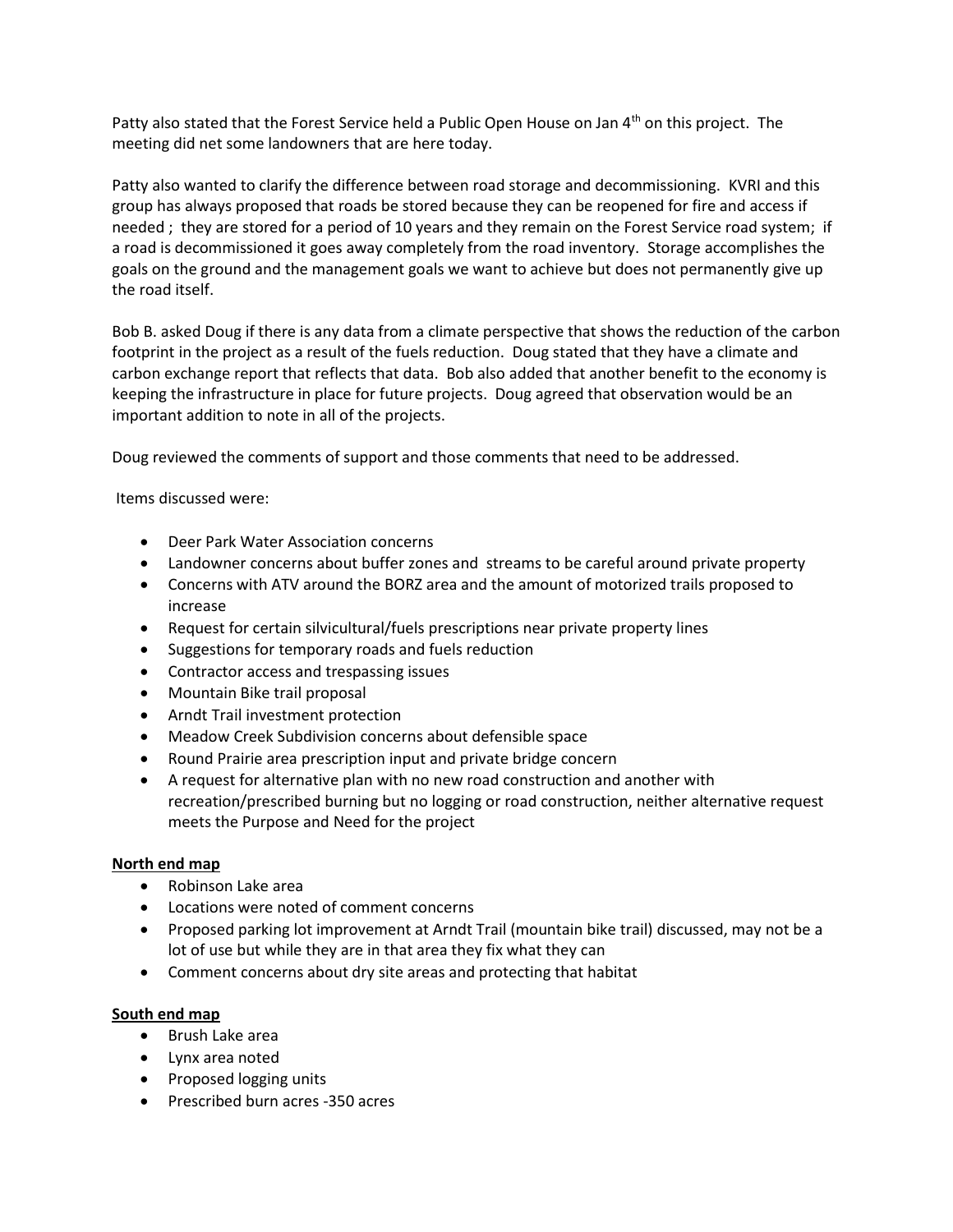Patty also stated that the Forest Service held a Public Open House on Jan 4th on this project. The meeting did net some landowners that are here today.

Patty also wanted to clarify the difference between road storage and decommissioning. KVRI and this group has always proposed that roads be stored because they can be reopened for fire and access if needed ; they are stored for a period of 10 years and they remain on the Forest Service road system; if a road is decommissioned it goes away completely from the road inventory. Storage accomplishes the goals on the ground and the management goals we want to achieve but does not permanently give up the road itself.

Bob B. asked Doug if there is any data from a climate perspective that shows the reduction of the carbon footprint in the project as a result of the fuels reduction. Doug stated that they have a climate and carbon exchange report that reflects that data. Bob also added that another benefit to the economy is keeping the infrastructure in place for future projects. Doug agreed that observation would be an important addition to note in all of the projects.

Doug reviewed the comments of support and those comments that need to be addressed.

Items discussed were:

- Deer Park Water Association concerns
- Landowner concerns about buffer zones and streams to be careful around private property
- Concerns with ATV around the BORZ area and the amount of motorized trails proposed to increase
- Request for certain silvicultural/fuels prescriptions near private property lines
- Suggestions for temporary roads and fuels reduction
- Contractor access and trespassing issues
- Mountain Bike trail proposal
- Arndt Trail investment protection
- Meadow Creek Subdivision concerns about defensible space
- Round Prairie area prescription input and private bridge concern
- A request for alternative plan with no new road construction and another with recreation/prescribed burning but no logging or road construction, neither alternative request meets the Purpose and Need for the project

**North end map**

- Robinson Lake area
- Locations were noted of comment concerns
- Proposed parking lot improvement at Arndt Trail (mountain bike trail) discussed, may not be a lot of use but while they are in that area they fix what they can
- Comment concerns about dry site areas and protecting that habitat

**South end map**

- Brush Lake area
- Lynx area noted
- Proposed logging units
- Prescribed burn acres -350 acres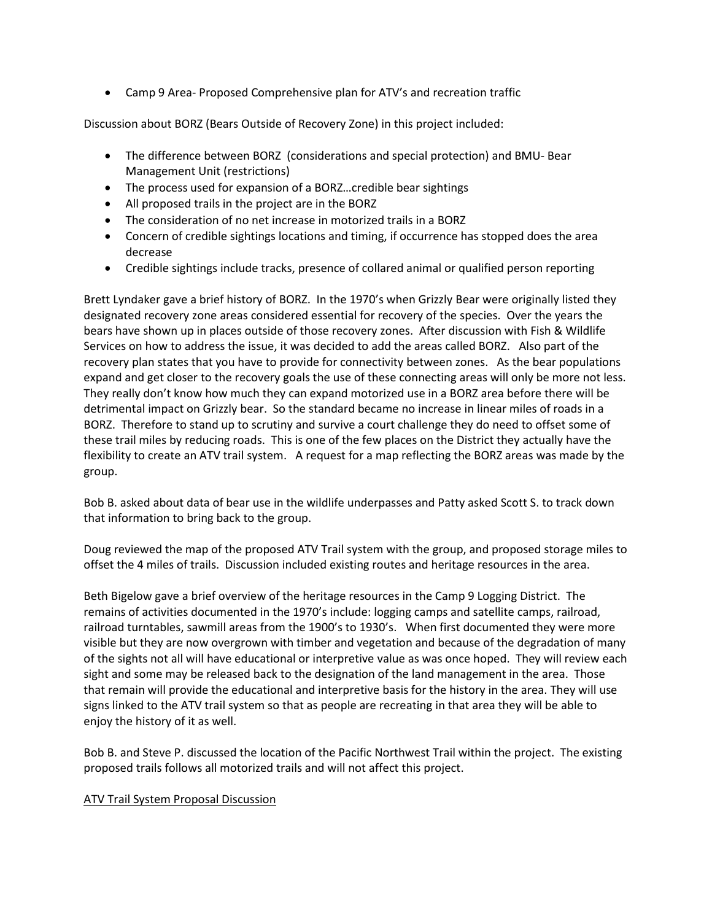- Camp 9 Area- Proposed Comprehensive plan for ATV's and recreation traffic

Discussion about BORZ (Bears Outside of Recovery Zone) in this project included:

- The difference between BORZ (considerations and special protection) and BMU- Bear Management Unit (restrictions)
- The process used for expansion of a BORZ…credible bear sightings
- All proposed trails in the project are in the BORZ
- The consideration of no net increase in motorized trails in a BORZ
- Concern of credible sightings locations and timing, if occurrence has stopped does the area decrease
- Credible sightings include tracks, presence of collared animal or qualified person reporting

Brett Lyndaker gave a brief history of BORZ. In the 1970's when Grizzly Bear were originally listed they designated recovery zone areas considered essential for recovery of the species. Over the years the bears have shown up in places outside of those recovery zones. After discussion with Fish & Wildlife Services on how to address the issue, it was decided to add the areas called BORZ. Also part of the recovery plan states that you have to provide for connectivity between zones. As the bear populations expand and get closer to the recovery goals the use of these connecting areas will only be more not less. They really don't know how much they can expand motorized use in a BORZ area before there will be detrimental impact on Grizzly bear. So the standard became no increase in linear miles of roads in a BORZ. Therefore to stand up to scrutiny and survive a court challenge they do need to offset some of these trail miles by reducing roads. This is one of the few places on the District they actually have the flexibility to create an ATV trail system. A request for a map reflecting the BORZ areas was made by the group.

Bob B. asked about data of bear use in the wildlife underpasses and Patty asked Scott S. to track down that information to bring back to the group.

Doug reviewed the map of the proposed ATV Trail system with the group, and proposed storage miles to offset the 4 miles of trails. Discussion included existing routes and heritage resources in the area.

Beth Bigelow gave a brief overview of the heritage resources in the Camp 9 Logging District. The remains of activities documented in the 1970's include: logging camps and satellite camps, railroad, railroad turntables, sawmill areas from the 1900's to 1930's. When first documented they were more visible but they are now overgrown with timber and vegetation and because of the degradation of many of the sights not all will have educational or interpretive value as was once hoped. They will review each sight and some may be released back to the designation of the land management in the area. Those that remain will provide the educational and interpretive basis for the history in the area. They will use signs linked to the ATV trail system so that as people are recreating in that area they will be able to enjoy the history of it as well.

Bob B. and Steve P. discussed the location of the Pacific Northwest Trail within the project. The existing proposed trails follows all motorized trails and will not affect this project.

<u>ATV Trail System Proposal Discussion</u>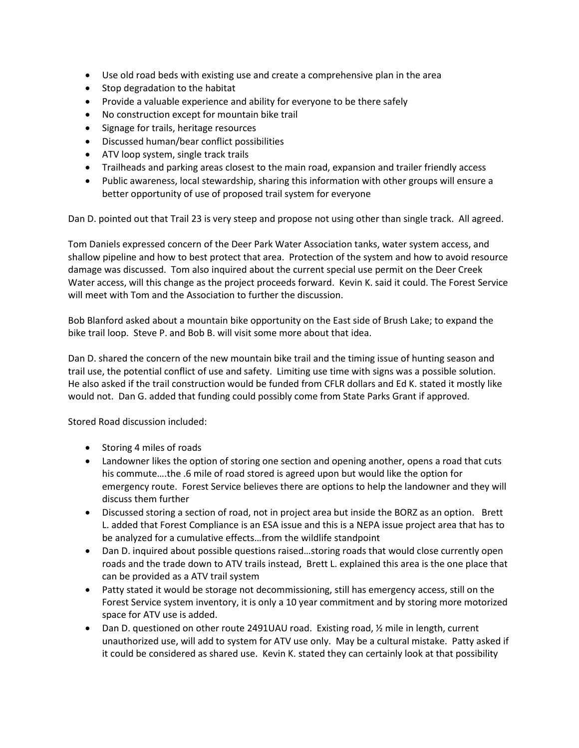- Use old road beds with existing use and create a comprehensive plan in the area
- Stop degradation to the habitat
- Provide a valuable experience and ability for everyone to be there safely
- No construction except for mountain bike trail
- Signage for trails, heritage resources
- Discussed human/bear conflict possibilities
- ATV loop system, single track trails
- Trailheads and parking areas closest to the main road, expansion and trailer friendly access
- Public awareness, local stewardship, sharing this information with other groups will ensure a better opportunity of use of proposed trail system for everyone

Dan D. pointed out that Trail 23 is very steep and propose not using other than single track. All agreed.

Tom Daniels expressed concern of the Deer Park Water Association tanks, water system access, and shallow pipeline and how to best protect that area. Protection of the system and how to avoid resource damage was discussed. Tom also inquired about the current special use permit on the Deer Creek Water access, will this change as the project proceeds forward. Kevin K. said it could. The Forest Service will meet with Tom and the Association to further the discussion.

Bob Blanford asked about a mountain bike opportunity on the East side of Brush Lake; to expand the bike trail loop. Steve P. and Bob B. will visit some more about that idea.

Dan D. shared the concern of the new mountain bike trail and the timing issue of hunting season and trail use, the potential conflict of use and safety. Limiting use time with signs was a possible solution. He also asked if the trail construction would be funded from CFLR dollars and Ed K. stated it mostly like would not. Dan G. added that funding could possibly come from State Parks Grant if approved.

Stored Road discussion included:

- Storing 4 miles of roads
- Landowner likes the option of storing one section and opening another, opens a road that cuts his commute….the .6 mile of road stored is agreed upon but would like the option for emergency route. Forest Service believes there are options to help the landowner and they will discuss them further
- Discussed storing a section of road, not in project area but inside the BORZ as an option. Brett L. added that Forest Compliance is an ESA issue and this is a NEPA issue project area that has to be analyzed for a cumulative effects…from the wildlife standpoint
- Dan D. inquired about possible questions raised…storing roads that would close currently open roads and the trade down to ATV trails instead, Brett L. explained this area is the one place that can be provided as a ATV trail system
- Patty stated it would be storage not decommissioning, still has emergency access, still on the Forest Service system inventory, it is only a 10 year commitment and by storing more motorized space for ATV use is added.
- Dan D. questioned on other route 2491UAU road. Existing road, ½ mile in length, current unauthorized use, will add to system for ATV use only. May be a cultural mistake. Patty asked if it could be considered as shared use. Kevin K. stated they can certainly look at that possibility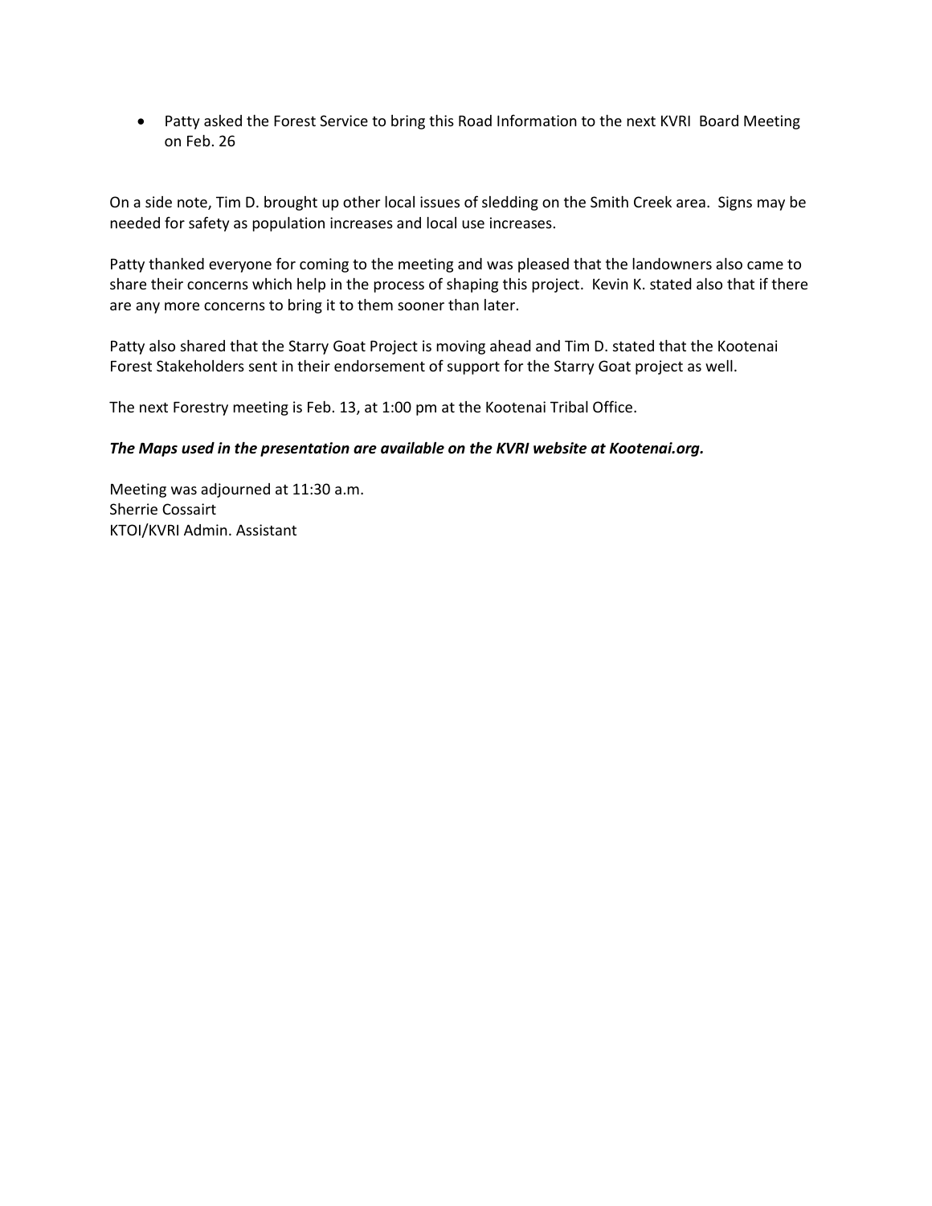- Patty asked the Forest Service to bring this Road Information to the next KVRI  Board Meeting on Feb. 26

On a side note, Tim D. brought up other local issues of sledding on the Smith Creek area.  Signs may be needed for safety as population increases and local use increases.

Patty thanked everyone for coming to the meeting and was pleased that the landowners also came to share their concerns which help in the process of shaping this project.  Kevin K. stated also that if there are any more concerns to bring it to them sooner than later.

Patty also shared that the Starry Goat Project is moving ahead and Tim D. stated that the Kootenai Forest Stakeholders sent in their endorsement of support for the Starry Goat project as well.

The next Forestry meeting is Feb. 13, at 1:00 pm at the Kootenai Tribal Office.

***The Maps used in the presentation are available on the KVRI website at Kootenai.org.***

Meeting was adjourned at 11:30 a.m.
Sherrie Cossairt
KTOI/KVRI Admin. Assistant